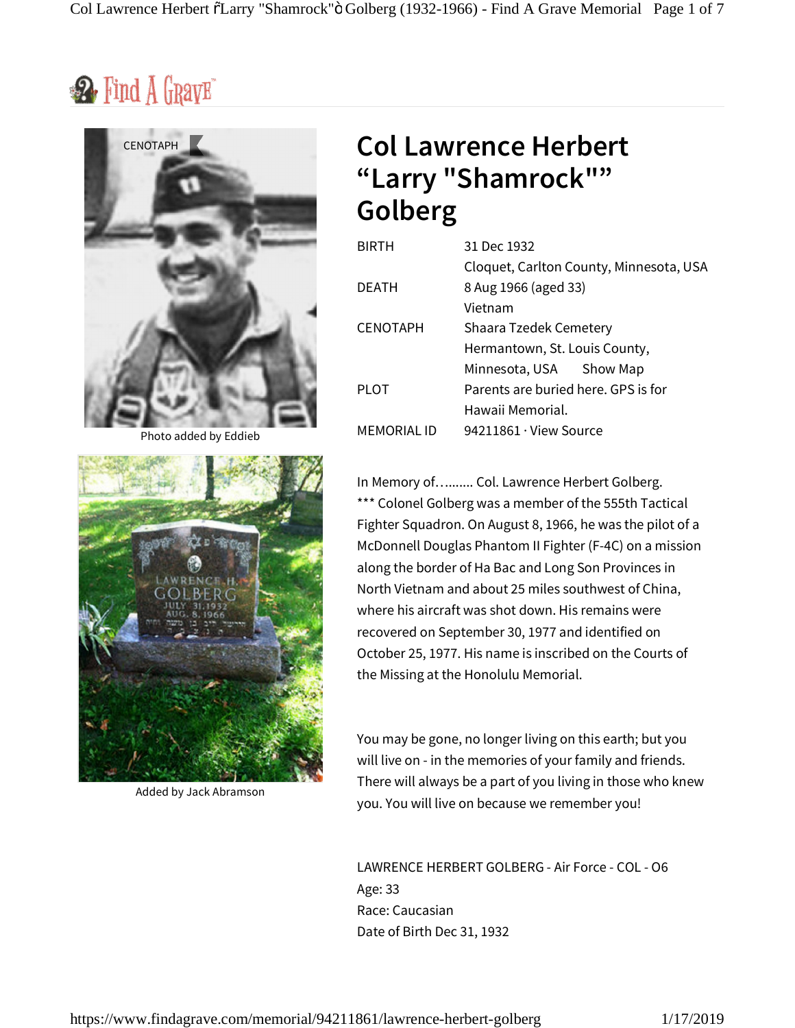Find A Grave

CENOTAPH

Photo added by Eddieb

Added by Jack Abramson

# Col Lawrence Herbert “Larry "Shamrock"” Golberg

| | |
|---|---|
| BIRTH | 31 Dec 1932<br>Cloquet, Carlton County, Minnesota, USA |
| DEATH | 8 Aug 1966 (aged 33)<br>Vietnam |
| CENOTAPH | Shaara Tzedek Cemetery<br>Hermantown, St. Louis County, Minnesota, USA Show Map |
| PLOT | Parents are buried here. GPS is for Hawaii Memorial. |
| MEMORIAL ID | 94211861 · View Source |

In Memory of…....... Col. Lawrence Herbert Golberg. *** Colonel Golberg was a member of the 555th Tactical Fighter Squadron. On August 8, 1966, he was the pilot of a McDonnell Douglas Phantom II Fighter (F-4C) on a mission along the border of Ha Bac and Long Son Provinces in North Vietnam and about 25 miles southwest of China, where his aircraft was shot down. His remains were recovered on September 30, 1977 and identified on October 25, 1977. His name is inscribed on the Courts of the Missing at the Honolulu Memorial.

You may be gone, no longer living on this earth; but you will live on - in the memories of your family and friends. There will always be a part of you living in those who knew you. You will live on because we remember you!

LAWRENCE HERBERT GOLBERG - Air Force - COL - O6
Age: 33
Race: Caucasian
Date of Birth Dec 31, 1932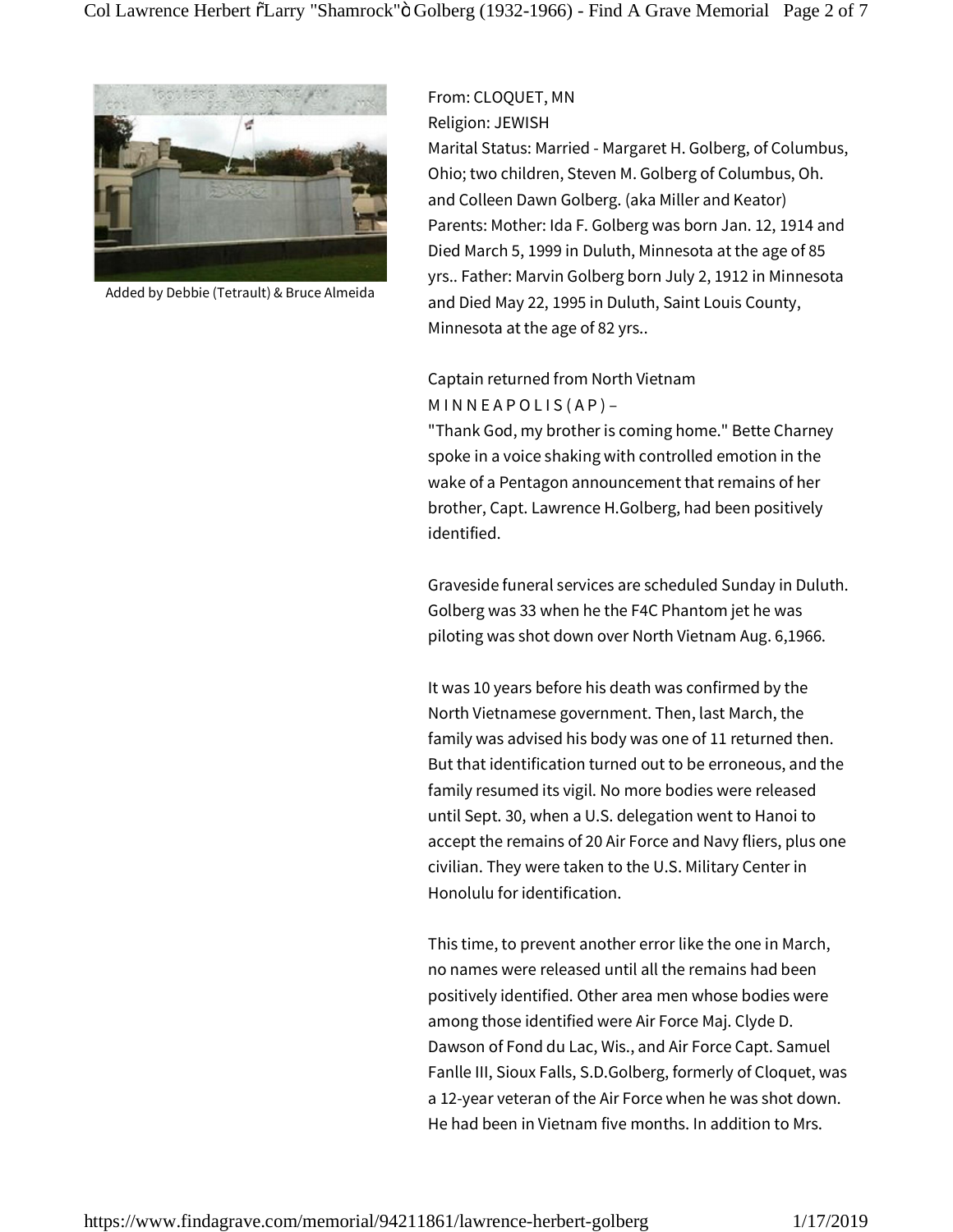Added by Debbie (Tetrault) & Bruce Almeida

From: CLOQUET, MN
Religion: JEWISH
Marital Status: Married - Margaret H. Golberg, of Columbus, Ohio; two children, Steven M. Golberg of Columbus, Oh. and Colleen Dawn Golberg. (aka Miller and Keator)
Parents: Mother: Ida F. Golberg was born Jan. 12, 1914 and Died March 5, 1999 in Duluth, Minnesota at the age of 85 yrs.. Father: Marvin Golberg born July 2, 1912 in Minnesota and Died May 22, 1995 in Duluth, Saint Louis County, Minnesota at the age of 82 yrs..

Captain returned from North Vietnam
M I N N E A P O L I S ( A P ) –
"Thank God, my brother is coming home." Bette Charney spoke in a voice shaking with controlled emotion in the wake of a Pentagon announcement that remains of her brother, Capt. Lawrence H.Golberg, had been positively identified.

Graveside funeral services are scheduled Sunday in Duluth. Golberg was 33 when he the F4C Phantom jet he was piloting was shot down over North Vietnam Aug. 6,1966.

It was 10 years before his death was confirmed by the North Vietnamese government. Then, last March, the family was advised his body was one of 11 returned then. But that identification turned out to be erroneous, and the family resumed its vigil. No more bodies were released until Sept. 30, when a U.S. delegation went to Hanoi to accept the remains of 20 Air Force and Navy fliers, plus one civilian. They were taken to the U.S. Military Center in Honolulu for identification.

This time, to prevent another error like the one in March, no names were released until all the remains had been positively identified. Other area men whose bodies were among those identified were Air Force Maj. Clyde D. Dawson of Fond du Lac, Wis., and Air Force Capt. Samuel Fanlle III, Sioux Falls, S.D.Golberg, formerly of Cloquet, was a 12-year veteran of the Air Force when he was shot down. He had been in Vietnam five months. In addition to Mrs.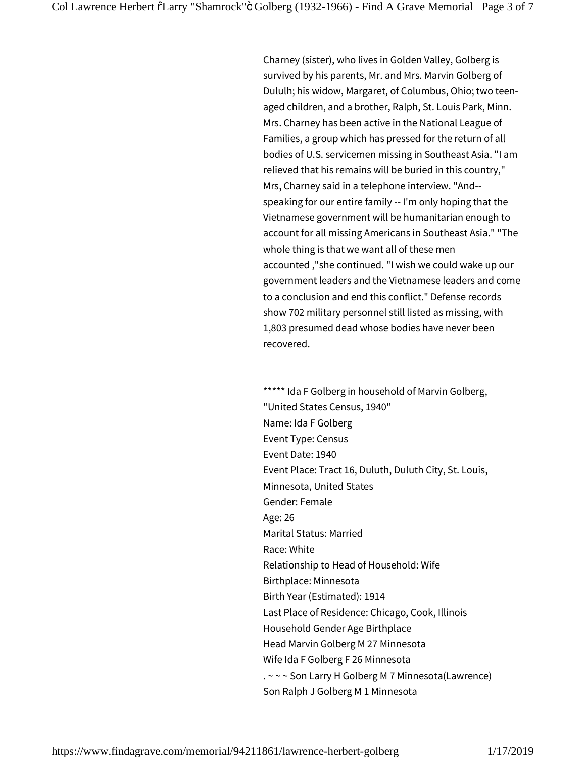Charney (sister), who lives in Golden Valley, Golberg is survived by his parents, Mr. and Mrs. Marvin Golberg of Dululh; his widow, Margaret, of Columbus, Ohio; two teen-aged children, and a brother, Ralph, St. Louis Park, Minn. Mrs. Charney has been active in the National League of Families, a group which has pressed for the return of all bodies of U.S. servicemen missing in Southeast Asia. "I am relieved that his remains will be buried in this country," Mrs, Charney said in a telephone interview. "And-- speaking for our entire family -- I'm only hoping that the Vietnamese government will be humanitarian enough to account for all missing Americans in Southeast Asia." "The whole thing is that we want all of these men accounted ,"she continued. "I wish we could wake up our government leaders and the Vietnamese leaders and come to a conclusion and end this conflict." Defense records show 702 military personnel still listed as missing, with 1,803 presumed dead whose bodies have never been recovered.

***** Ida F Golberg in household of Marvin Golberg, "United States Census, 1940"
Name: Ida F Golberg
Event Type: Census
Event Date: 1940
Event Place: Tract 16, Duluth, Duluth City, St. Louis, Minnesota, United States
Gender: Female
Age: 26
Marital Status: Married
Race: White
Relationship to Head of Household: Wife
Birthplace: Minnesota
Birth Year (Estimated): 1914
Last Place of Residence: Chicago, Cook, Illinois
Household Gender Age Birthplace
Head Marvin Golberg M 27 Minnesota
Wife Ida F Golberg F 26 Minnesota
. ~ ~ ~ Son Larry H Golberg M 7 Minnesota(Lawrence)
Son Ralph J Golberg M 1 Minnesota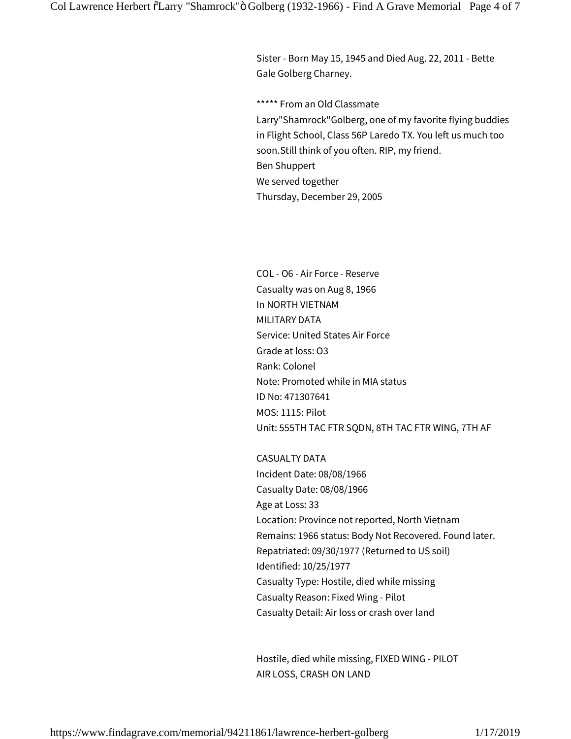Sister - Born May 15, 1945 and Died Aug. 22, 2011 - Bette Gale Golberg Charney.

***** From an Old Classmate
Larry"Shamrock"Golberg, one of my favorite flying buddies in Flight School, Class 56P Laredo TX. You left us much too soon.Still think of you often. RIP, my friend.
Ben Shuppert
We served together
Thursday, December 29, 2005

COL - O6 - Air Force - Reserve
Casualty was on Aug 8, 1966
In NORTH VIETNAM
MILITARY DATA
Service: United States Air Force
Grade at loss: O3
Rank: Colonel
Note: Promoted while in MIA status
ID No: 471307641
MOS: 1115: Pilot
Unit: 555TH TAC FTR SQDN, 8TH TAC FTR WING, 7TH AF

CASUALTY DATA
Incident Date: 08/08/1966
Casualty Date: 08/08/1966
Age at Loss: 33
Location: Province not reported, North Vietnam
Remains: 1966 status: Body Not Recovered. Found later.
Repatriated: 09/30/1977 (Returned to US soil)
Identified: 10/25/1977
Casualty Type: Hostile, died while missing
Casualty Reason: Fixed Wing - Pilot
Casualty Detail: Air loss or crash over land

Hostile, died while missing, FIXED WING - PILOT
AIR LOSS, CRASH ON LAND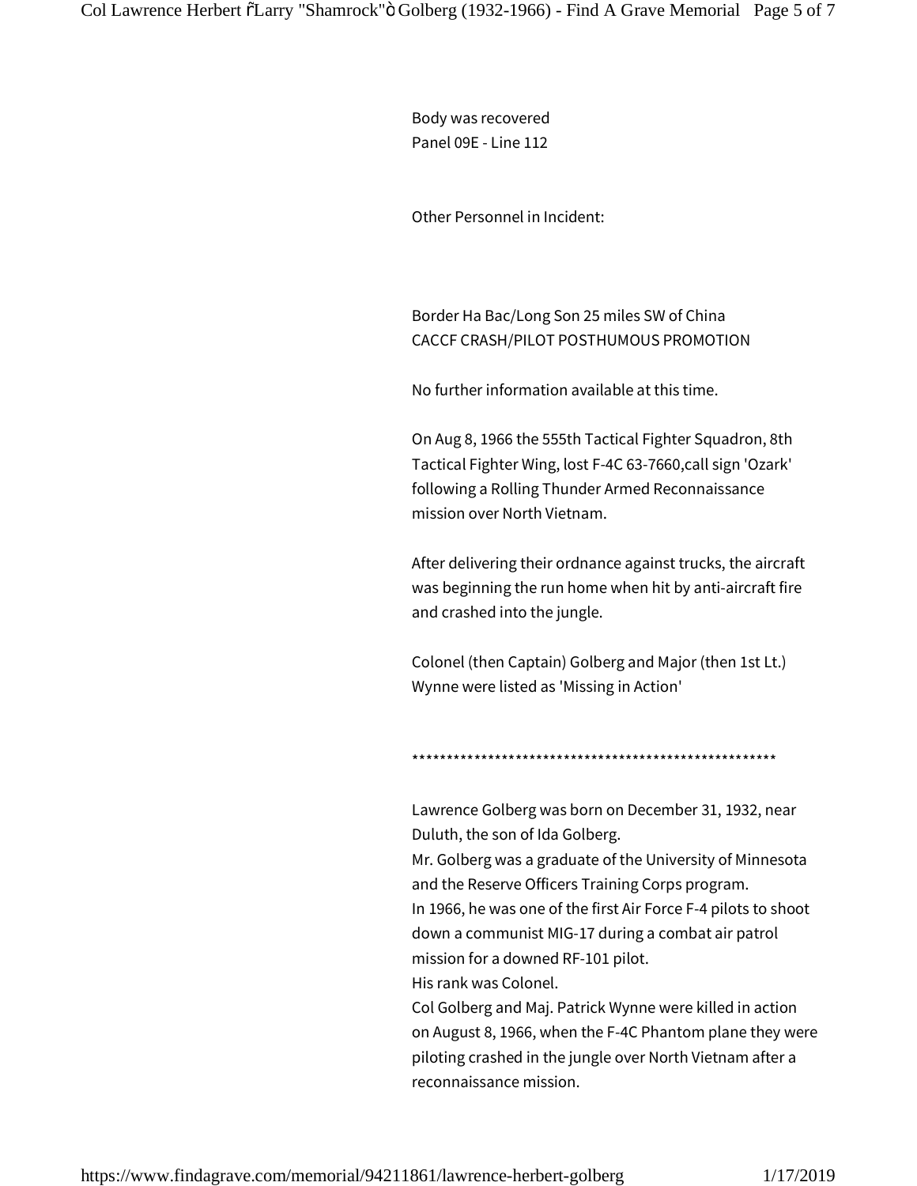Body was recovered
Panel 09E - Line 112

Other Personnel in Incident:

Border Ha Bac/Long Son 25 miles SW of China
CACCF CRASH/PILOT POSTHUMOUS PROMOTION

No further information available at this time.

On Aug 8, 1966 the 555th Tactical Fighter Squadron, 8th Tactical Fighter Wing, lost F-4C 63-7660,call sign 'Ozark' following a Rolling Thunder Armed Reconnaissance mission over North Vietnam.

After delivering their ordnance against trucks, the aircraft was beginning the run home when hit by anti-aircraft fire and crashed into the jungle.

Colonel (then Captain) Golberg and Major (then 1st Lt.) Wynne were listed as 'Missing in Action'

*****************************************************

Lawrence Golberg was born on December 31, 1932, near Duluth, the son of Ida Golberg.
Mr. Golberg was a graduate of the University of Minnesota and the Reserve Officers Training Corps program.
In 1966, he was one of the first Air Force F-4 pilots to shoot down a communist MIG-17 during a combat air patrol mission for a downed RF-101 pilot.
His rank was Colonel.
Col Golberg and Maj. Patrick Wynne were killed in action on August 8, 1966, when the F-4C Phantom plane they were piloting crashed in the jungle over North Vietnam after a reconnaissance mission.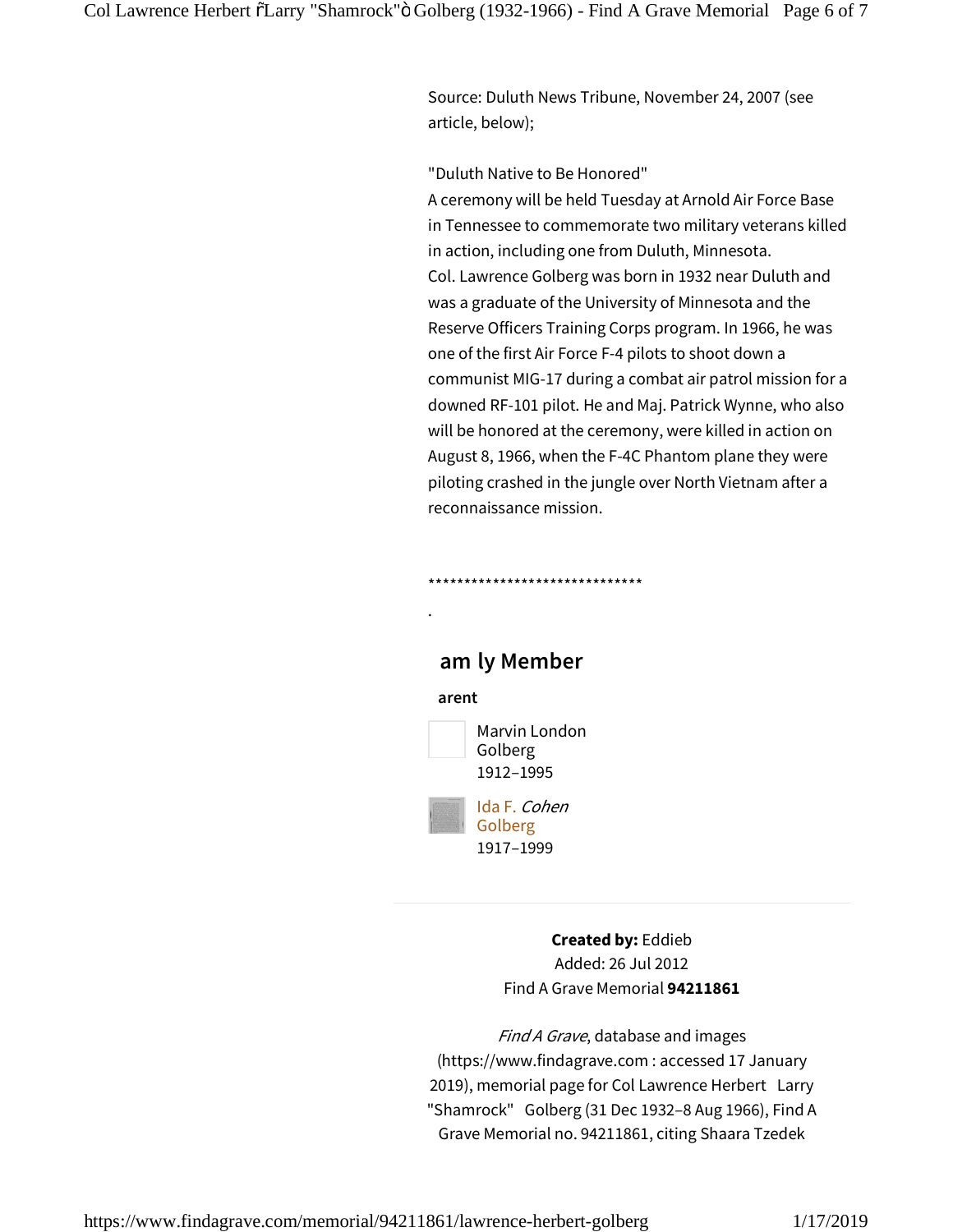Source: Duluth News Tribune, November 24, 2007 (see article, below);

"Duluth Native to Be Honored"

A ceremony will be held Tuesday at Arnold Air Force Base in Tennessee to commemorate two military veterans killed in action, including one from Duluth, Minnesota.

Col. Lawrence Golberg was born in 1932 near Duluth and was a graduate of the University of Minnesota and the Reserve Officers Training Corps program. In 1966, he was one of the first Air Force F-4 pilots to shoot down a communist MIG-17 during a combat air patrol mission for a downed RF-101 pilot. He and Maj. Patrick Wynne, who also will be honored at the ceremony, were killed in action on August 8, 1966, when the F-4C Phantom plane they were piloting crashed in the jungle over North Vietnam after a reconnaissance mission.

******************************

.

## am ly Member

**arent**

Marvin London Golberg
1912–1995

Ida F. *Cohen* Golberg
1917–1999

---

**Created by:** Eddieb
Added: 26 Jul 2012
Find A Grave Memorial **94211861**

*Find A Grave*, database and images (https://www.findagrave.com : accessed 17 January 2019), memorial page for Col Lawrence Herbert Larry "Shamrock" Golberg (31 Dec 1932–8 Aug 1966), Find A Grave Memorial no. 94211861, citing Shaara Tzedek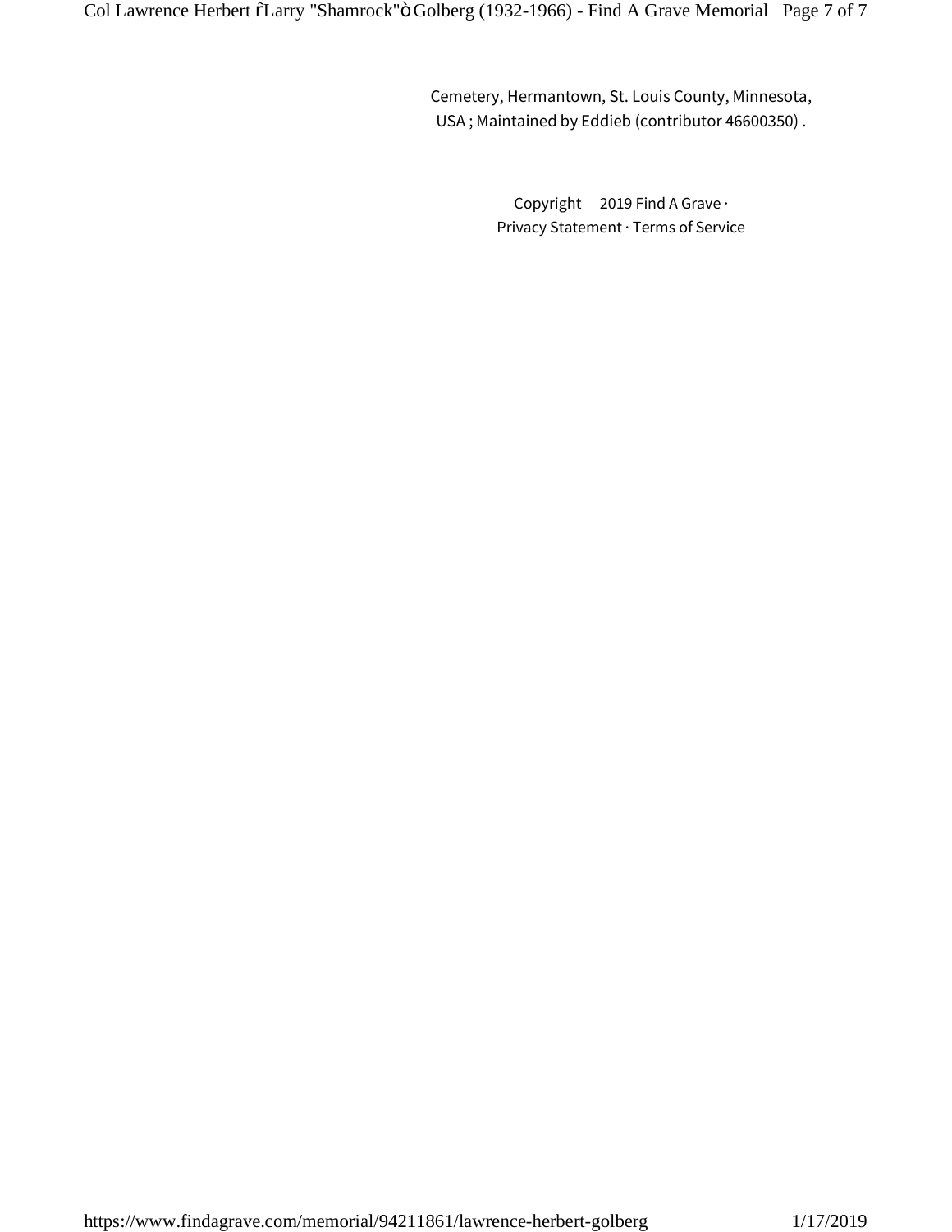Cemetery, Hermantown, St. Louis County, Minnesota, USA ; Maintained by Eddieb (contributor 46600350) .

Copyright 2019 Find A Grave · Privacy Statement · Terms of Service